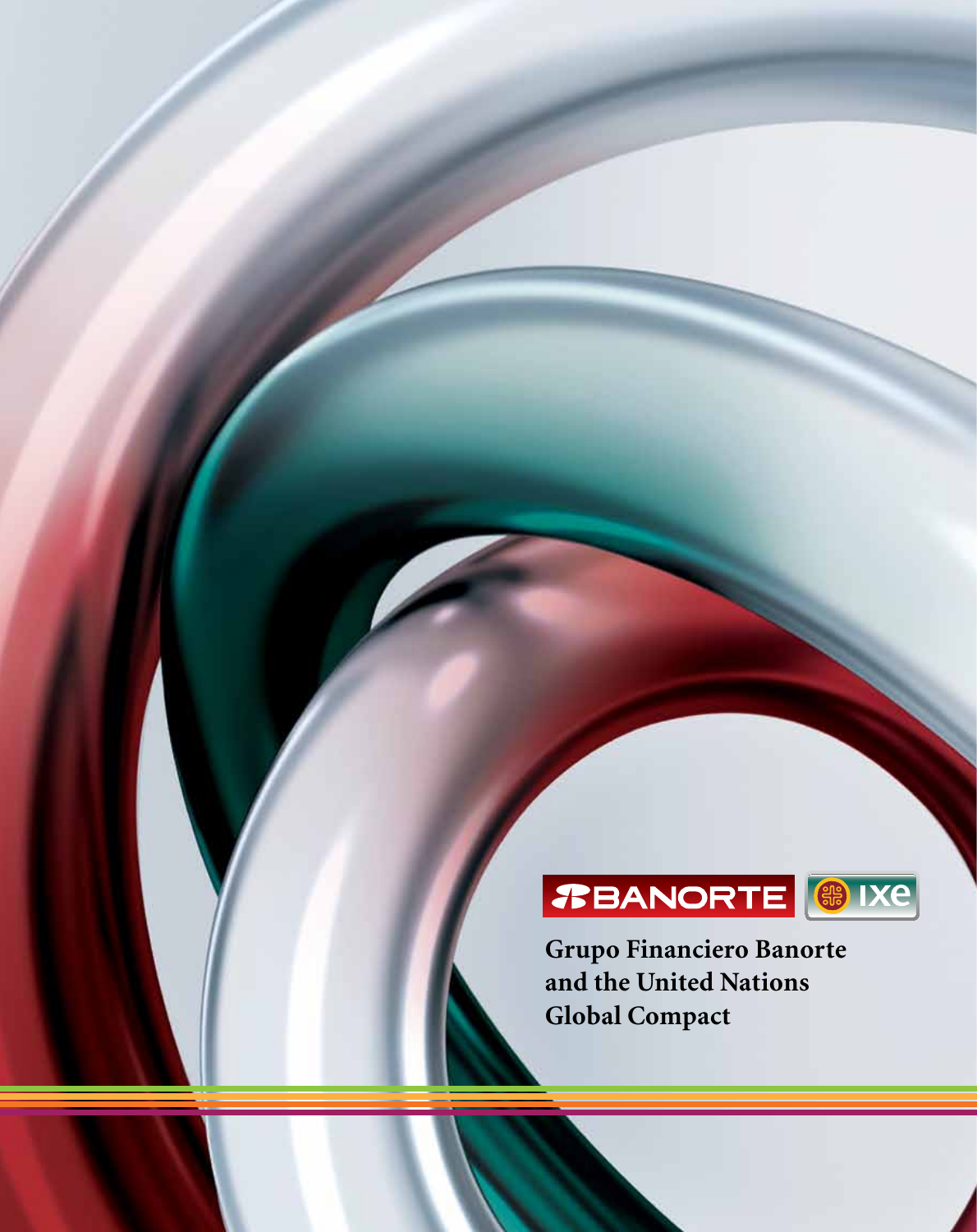BANORTE ixe

# Grupo Financiero Banorte and the United Nations Global Compact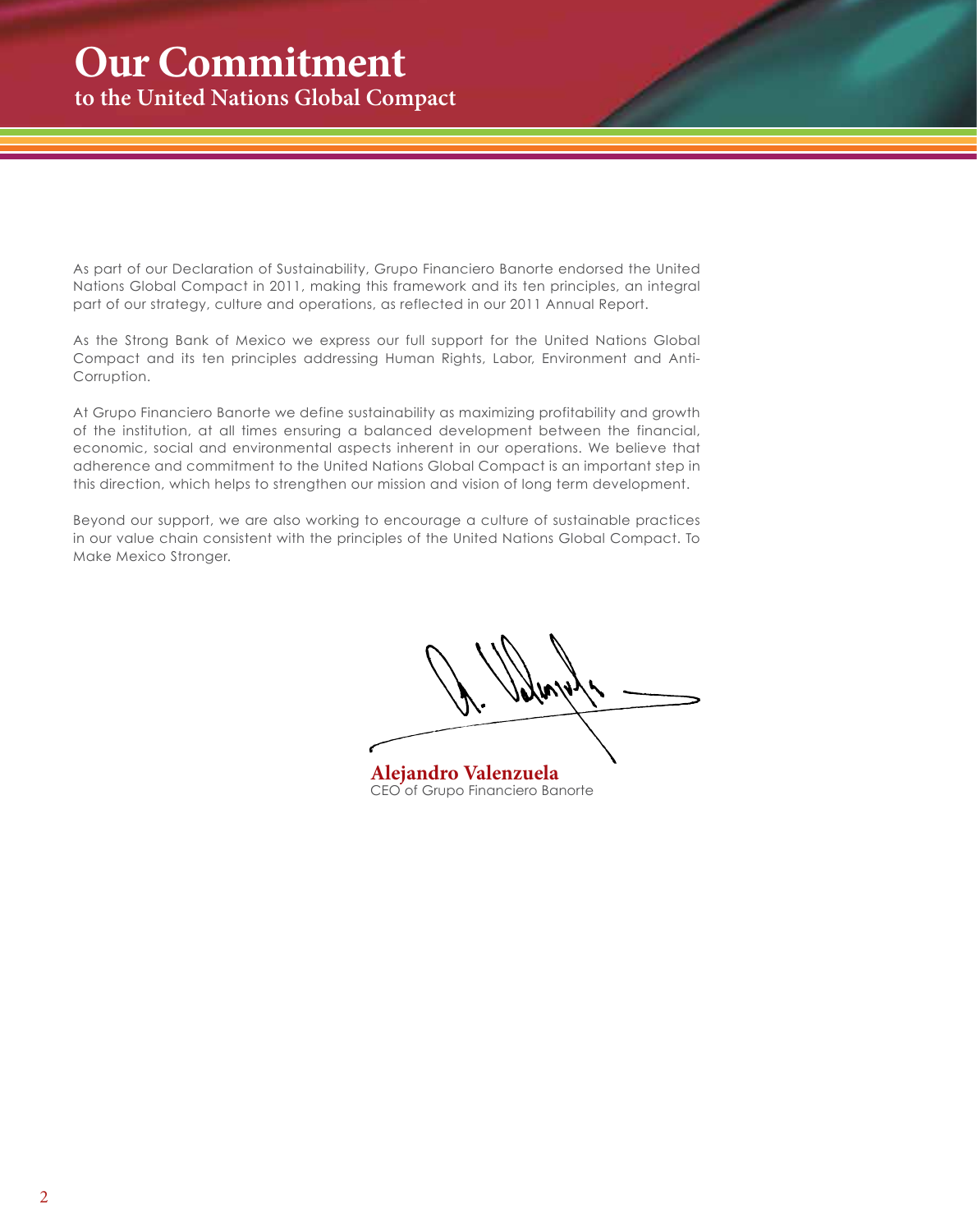# Our Commitment
## to the United Nations Global Compact

As part of our Declaration of Sustainability, Grupo Financiero Banorte endorsed the United Nations Global Compact in 2011, making this framework and its ten principles, an integral part of our strategy, culture and operations, as reflected in our 2011 Annual Report.

As the Strong Bank of Mexico we express our full support for the United Nations Global Compact and its ten principles addressing Human Rights, Labor, Environment and Anti-Corruption.

At Grupo Financiero Banorte we define sustainability as maximizing profitability and growth of the institution, at all times ensuring a balanced development between the financial, economic, social and environmental aspects inherent in our operations. We believe that adherence and commitment to the United Nations Global Compact is an important step in this direction, which helps to strengthen our mission and vision of long term development.

Beyond our support, we are also working to encourage a culture of sustainable practices in our value chain consistent with the principles of the United Nations Global Compact. To Make Mexico Stronger.

**Alejandro Valenzuela**
CEO of Grupo Financiero Banorte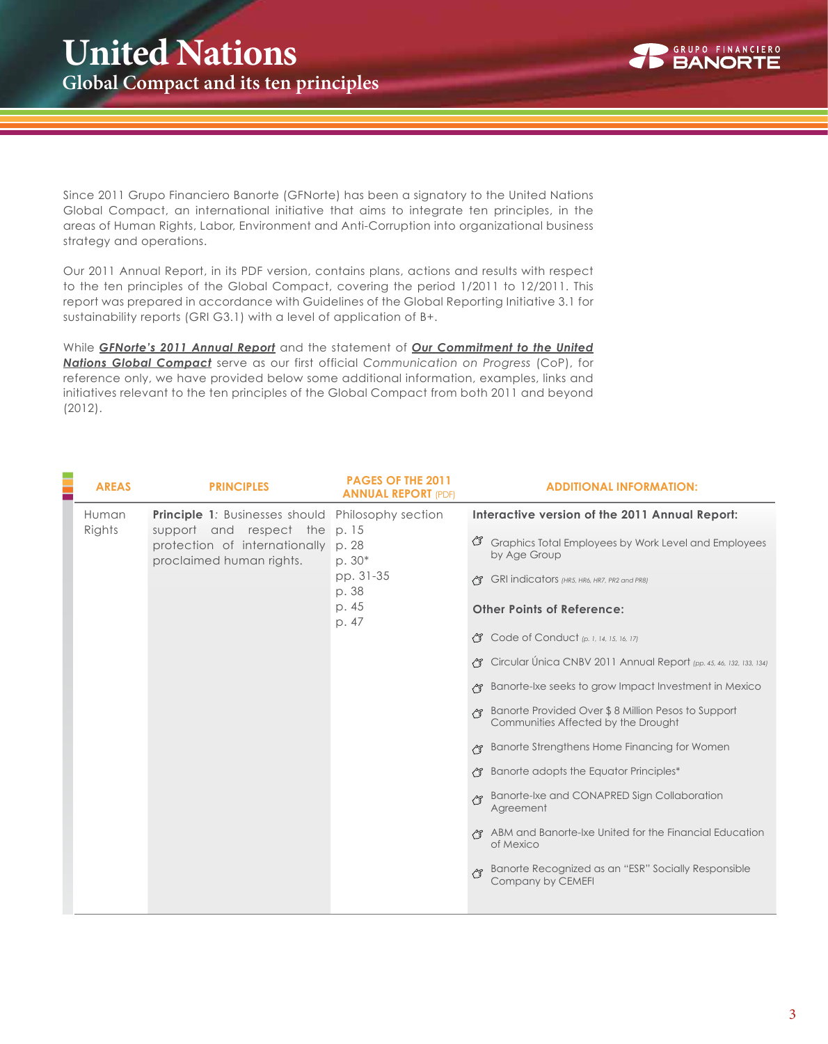# United Nations

## Global Compact and its ten principles

Since 2011 Grupo Financiero Banorte (GFNorte) has been a signatory to the United Nations Global Compact, an international initiative that aims to integrate ten principles, in the areas of Human Rights, Labor, Environment and Anti-Corruption into organizational business strategy and operations.

Our 2011 Annual Report, in its PDF version, contains plans, actions and results with respect to the ten principles of the Global Compact, covering the period 1/2011 to 12/2011. This report was prepared in accordance with Guidelines of the Global Reporting Initiative 3.1 for sustainability reports (GRI G3.1) with a level of application of B+.

While ***GFNorte's 2011 Annual Report*** and the statement of ***Our Commitment to the United Nations Global Compact*** serve as our first official *Communication on Progress* (CoP), for reference only, we have provided below some additional information, examples, links and initiatives relevant to the ten principles of the Global Compact from both 2011 and beyond (2012).

| AREAS | PRINCIPLES | PAGES OF THE 2011 ANNUAL REPORT (PDF) | ADDITIONAL INFORMATION: |
|---|---|---|---|
| Human Rights | **Principle 1**: Businesses should support and respect the protection of internationally proclaimed human rights. | Philosophy section<br>p. 15<br>p. 28<br>p. 30*<br>pp. 31-35<br>p. 38<br>p. 45<br>p. 47 | **Interactive version of the 2011 Annual Report:**<br>Graphics Total Employees by Work Level and Employees by Age Group<br>GRI indicators *(HR5, HR6, HR7, PR2 and PR8)*<br>**Other Points of Reference:**<br>Code of Conduct *(p. 1, 14, 15, 16, 17)*<br>Circular Única CNBV 2011 Annual Report *(pp. 45, 46, 132, 133, 134)*<br>Banorte-Ixe seeks to grow Impact Investment in Mexico<br>Banorte Provided Over $ 8 Million Pesos to Support Communities Affected by the Drought<br>Banorte Strengthens Home Financing for Women<br>Banorte adopts the Equator Principles*<br>Banorte-Ixe and CONAPRED Sign Collaboration Agreement<br>ABM and Banorte-Ixe United for the Financial Education of Mexico<br>Banorte Recognized as an "ESR" Socially Responsible Company by CEMEFI |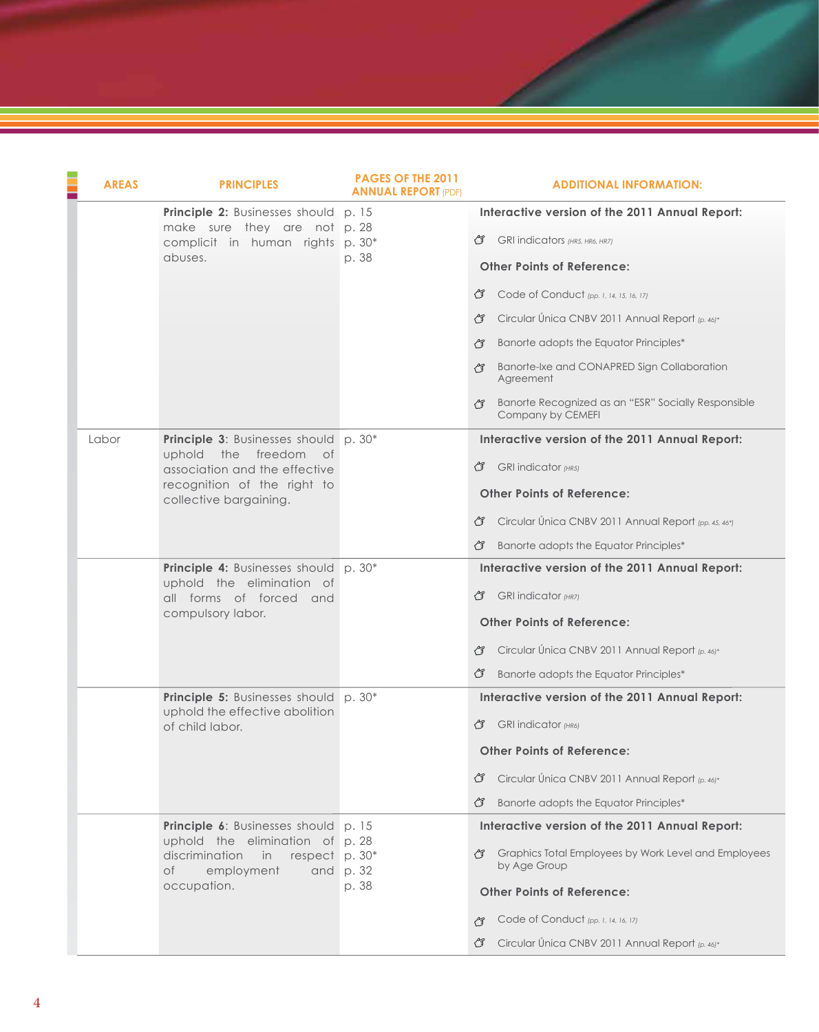| AREAS | PRINCIPLES | PAGES OF THE 2011 ANNUAL REPORT (PDF) | ADDITIONAL INFORMATION: |
|---|---|---|---|
| | **Principle 2:** Businesses should make sure they are not complicit in human rights abuses. | p. 15<br>p. 28<br>p. 30*<br>p. 38 | **Interactive version of the 2011 Annual Report:**<br>GRI indicators *(HR5, HR6, HR7)*<br>**Other Points of Reference:**<br>Code of Conduct *(pp. 1, 14, 15, 16, 17)*<br>Circular Única CNBV 2011 Annual Report *(p. 46)**<br>Banorte adopts the Equator Principles*<br>Banorte-Ixe and CONAPRED Sign Collaboration Agreement<br>Banorte Recognized as an "ESR" Socially Responsible Company by CEMEFI |
| Labor | **Principle 3**: Businesses should uphold the freedom of association and the effective recognition of the right to collective bargaining. | p. 30* | **Interactive version of the 2011 Annual Report:**<br>GRI indicator *(HR5)*<br>**Other Points of Reference:**<br>Circular Única CNBV 2011 Annual Report *(pp. 45, 46*)*<br>Banorte adopts the Equator Principles* |
| | **Principle 4:** Businesses should uphold the elimination of all forms of forced and compulsory labor. | p. 30* | **Interactive version of the 2011 Annual Report:**<br>GRI indicator *(HR7)*<br>**Other Points of Reference:**<br>Circular Única CNBV 2011 Annual Report *(p. 46)**<br>Banorte adopts the Equator Principles* |
| | **Principle 5:** Businesses should uphold the effective abolition of child labor. | p. 30* | **Interactive version of the 2011 Annual Report:**<br>GRI indicator *(HR6)*<br>**Other Points of Reference:**<br>Circular Única CNBV 2011 Annual Report *(p. 46)**<br>Banorte adopts the Equator Principles* |
| | **Principle 6**: Businesses should uphold the elimination of discrimination in respect of employment and occupation. | p. 15<br>p. 28<br>p. 30*<br>p. 32<br>p. 38 | **Interactive version of the 2011 Annual Report:**<br>Graphics Total Employees by Work Level and Employees by Age Group<br>**Other Points of Reference:**<br>Code of Conduct *(pp. 1, 14, 16, 17)*<br>Circular Única CNBV 2011 Annual Report *(p. 46)** |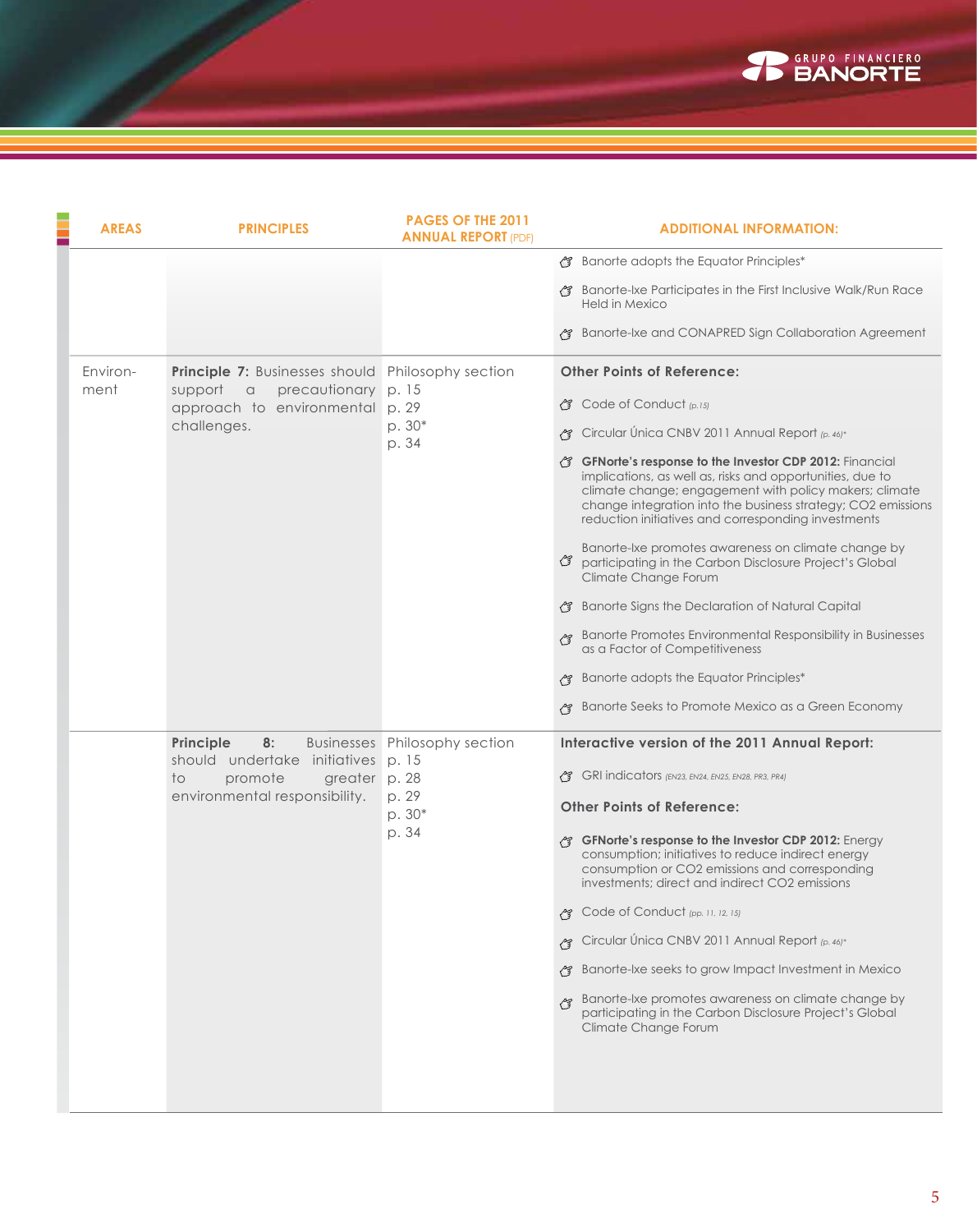| AREAS | PRINCIPLES | PAGES OF THE 2011 ANNUAL REPORT (PDF) | ADDITIONAL INFORMATION: |
|---|---|---|---|
| | | | Banorte adopts the Equator Principles*<br>Banorte-Ixe Participates in the First Inclusive Walk/Run Race Held in Mexico<br>Banorte-Ixe and CONAPRED Sign Collaboration Agreement |
| Environ-ment | **Principle 7:** Businesses should support a precautionary approach to environmental challenges. | Philosophy section<br>p. 15<br>p. 29<br>p. 30*<br>p. 34 | **Other Points of Reference:**<br>Code of Conduct *(p.15)*<br>Circular Única CNBV 2011 Annual Report *(p. 46)**<br>**GFNorte's response to the Investor CDP 2012:** Financial implications, as well as, risks and opportunities, due to climate change; engagement with policy makers; climate change integration into the business strategy; CO2 emissions reduction initiatives and corresponding investments<br>Banorte-Ixe promotes awareness on climate change by participating in the Carbon Disclosure Project's Global Climate Change Forum<br>Banorte Signs the Declaration of Natural Capital<br>Banorte Promotes Environmental Responsibility in Businesses as a Factor of Competitiveness<br>Banorte adopts the Equator Principles*<br>Banorte Seeks to Promote Mexico as a Green Economy |
| | **Principle 8:** Businesses should undertake initiatives to promote greater environmental responsibility. | Philosophy section<br>p. 15<br>p. 28<br>p. 29<br>p. 30*<br>p. 34 | **Interactive version of the 2011 Annual Report:**<br>GRI indicators *(EN23, EN24, EN25, EN28, PR3, PR4)*<br>**Other Points of Reference:**<br>**GFNorte's response to the Investor CDP 2012:** Energy consumption; initiatives to reduce indirect energy consumption or CO2 emissions and corresponding investments; direct and indirect CO2 emissions<br>Code of Conduct *(pp. 11, 12, 15)*<br>Circular Única CNBV 2011 Annual Report *(p. 46)**<br>Banorte-Ixe seeks to grow Impact Investment in Mexico<br>Banorte-Ixe promotes awareness on climate change by participating in the Carbon Disclosure Project's Global Climate Change Forum |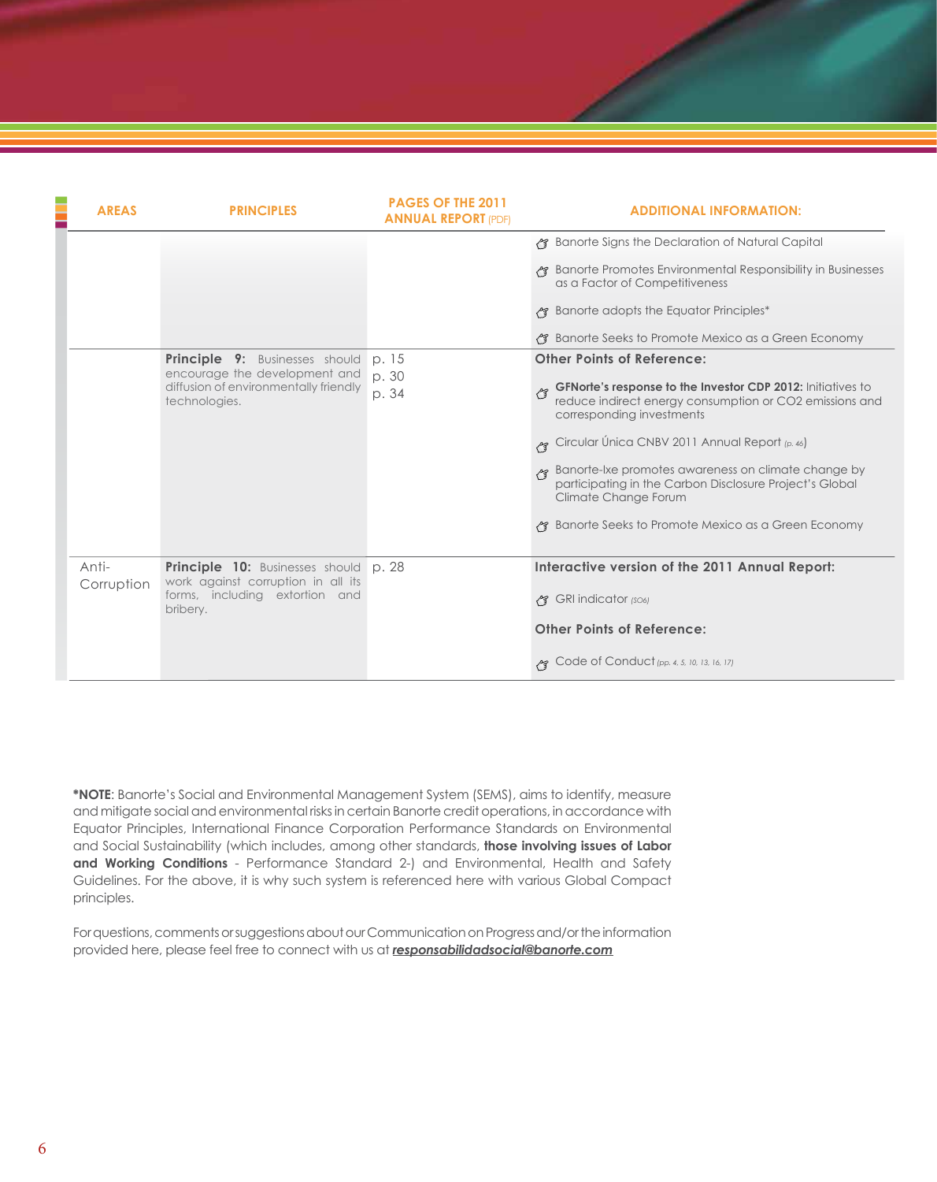| AREAS | PRINCIPLES | PAGES OF THE 2011 ANNUAL REPORT (PDF) | ADDITIONAL INFORMATION: |
| --- | --- | --- | --- |
| | | | Banorte Signs the Declaration of Natural Capital<br>Banorte Promotes Environmental Responsibility in Businesses as a Factor of Competitiveness<br>Banorte adopts the Equator Principles*<br>Banorte Seeks to Promote Mexico as a Green Economy |
| | **Principle 9:** Businesses should encourage the development and diffusion of environmentally friendly technologies. | p. 15<br>p. 30<br>p. 34 | **Other Points of Reference:**<br>**GFNorte's response to the Investor CDP 2012:** Initiatives to reduce indirect energy consumption or CO2 emissions and corresponding investments<br>Circular Única CNBV 2011 Annual Report (p. 46)<br>Banorte-Ixe promotes awareness on climate change by participating in the Carbon Disclosure Project's Global Climate Change Forum<br>Banorte Seeks to Promote Mexico as a Green Economy |
| Anti-Corruption | **Principle 10:** Businesses should work against corruption in all its forms, including extortion and bribery. | p. 28 | **Interactive version of the 2011 Annual Report:**<br>GRI indicator (SO6)<br>**Other Points of Reference:**<br>Code of Conduct (pp. 4, 5, 10, 13, 16, 17) |

***NOTE**: Banorte's Social and Environmental Management System (SEMS), aims to identify, measure and mitigate social and environmental risks in certain Banorte credit operations, in accordance with Equator Principles, International Finance Corporation Performance Standards on Environmental and Social Sustainability (which includes, among other standards, **those involving issues of Labor and Working Conditions** - Performance Standard 2-) and Environmental, Health and Safety Guidelines. For the above, it is why such system is referenced here with various Global Compact principles.

For questions, comments or suggestions about our Communication on Progress and/or the information provided here, please feel free to connect with us at ***responsabilidadsocial@banorte.com***